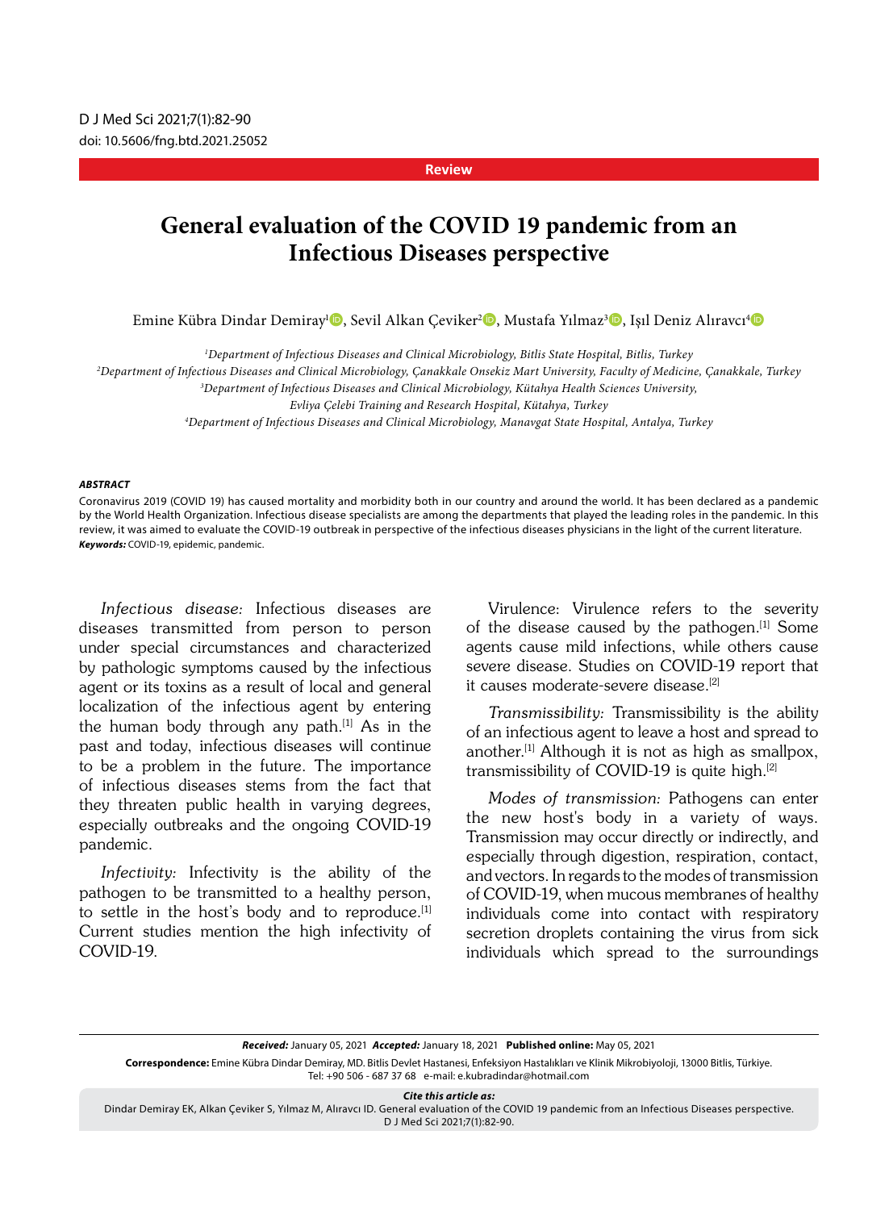Review

# General evaluation of the COVID 19 pandemic from an Infectious Diseases perspective

Emine Kübra Dindar Demiray[1], Sevil Alkan Çeviker[2], Mustafa Yılmaz[3], Işıl Deniz Alıravcı[4]

[1]Department of Infectious Diseases and Clinical Microbiology, Bitlis State Hospital, Bitlis, Turkey
[2]Department of Infectious Diseases and Clinical Microbiology, Çanakkale Onsekiz Mart University, Faculty of Medicine, Çanakkale, Turkey
[3]Department of Infectious Diseases and Clinical Microbiology, Kütahya Health Sciences University, Evliya Çelebi Training and Research Hospital, Kütahya, Turkey
[4]Department of Infectious Diseases and Clinical Microbiology, Manavgat State Hospital, Antalya, Turkey

***ABSTRACT***

Coronavirus 2019 (COVID 19) has caused mortality and morbidity both in our country and around the world. It has been declared as a pandemic by the World Health Organization. Infectious disease specialists are among the departments that played the leading roles in the pandemic. In this review, it was aimed to evaluate the COVID-19 outbreak in perspective of the infectious diseases physicians in the light of the current literature.

***Keywords:*** COVID-19, epidemic, pandemic.

*Infectious disease:* Infectious diseases are diseases transmitted from person to person under special circumstances and characterized by pathologic symptoms caused by the infectious agent or its toxins as a result of local and general localization of the infectious agent by entering the human body through any path.[1] As in the past and today, infectious diseases will continue to be a problem in the future. The importance of infectious diseases stems from the fact that they threaten public health in varying degrees, especially outbreaks and the ongoing COVID-19 pandemic.

*Infectivity:* Infectivity is the ability of the pathogen to be transmitted to a healthy person, to settle in the host's body and to reproduce.[1] Current studies mention the high infectivity of COVID-19.

Virulence: Virulence refers to the severity of the disease caused by the pathogen.[1] Some agents cause mild infections, while others cause severe disease. Studies on COVID-19 report that it causes moderate-severe disease.[2]

*Transmissibility:* Transmissibility is the ability of an infectious agent to leave a host and spread to another.[1] Although it is not as high as smallpox, transmissibility of COVID-19 is quite high.[2]

*Modes of transmission:* Pathogens can enter the new host's body in a variety of ways. Transmission may occur directly or indirectly, and especially through digestion, respiration, contact, and vectors. In regards to the modes of transmission of COVID-19, when mucous membranes of healthy individuals come into contact with respiratory secretion droplets containing the virus from sick individuals which spread to the surroundings

***Received:*** January 05, 2021 ***Accepted:*** January 18, 2021 **Published online:** May 05, 2021

**Correspondence:** Emine Kübra Dindar Demiray, MD. Bitlis Devlet Hastanesi, Enfeksiyon Hastalıkları ve Klinik Mikrobiyoloji, 13000 Bitlis, Türkiye.
Tel: +90 506 - 687 37 68 e-mail: e.kubradindar@hotmail.com

***Cite this article as:***
Dindar Demiray EK, Alkan Çeviker S, Yılmaz M, Alıravcı ID. General evaluation of the COVID 19 pandemic from an Infectious Diseases perspective. D J Med Sci 2021;7(1):82-90.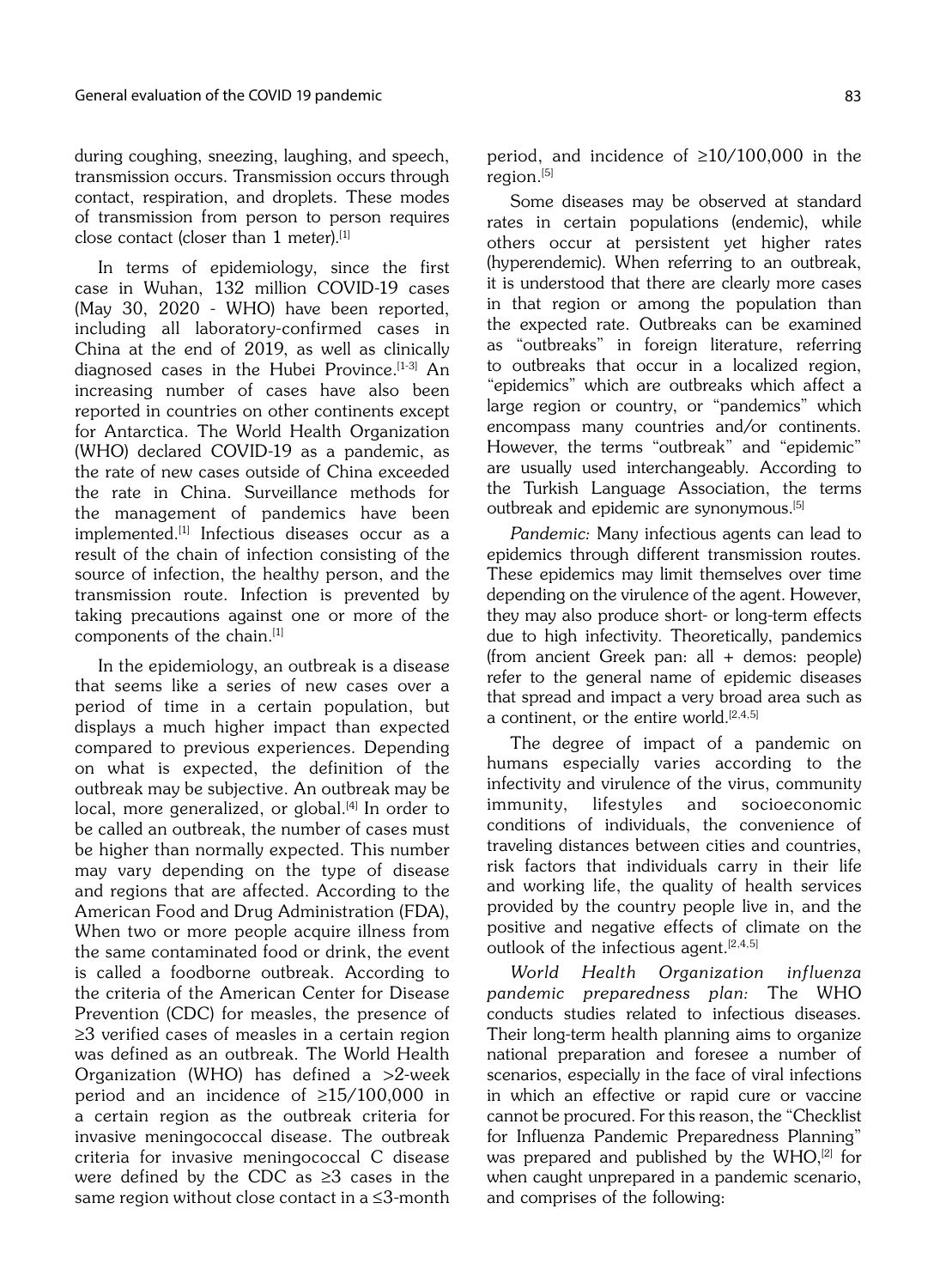during coughing, sneezing, laughing, and speech, transmission occurs. Transmission occurs through contact, respiration, and droplets. These modes of transmission from person to person requires close contact (closer than 1 meter).[1]

In terms of epidemiology, since the first case in Wuhan, 132 million COVID-19 cases (May 30, 2020 - WHO) have been reported, including all laboratory-confirmed cases in China at the end of 2019, as well as clinically diagnosed cases in the Hubei Province.[1-3] An increasing number of cases have also been reported in countries on other continents except for Antarctica. The World Health Organization (WHO) declared COVID-19 as a pandemic, as the rate of new cases outside of China exceeded the rate in China. Surveillance methods for the management of pandemics have been implemented.[1] Infectious diseases occur as a result of the chain of infection consisting of the source of infection, the healthy person, and the transmission route. Infection is prevented by taking precautions against one or more of the components of the chain.[1]

In the epidemiology, an outbreak is a disease that seems like a series of new cases over a period of time in a certain population, but displays a much higher impact than expected compared to previous experiences. Depending on what is expected, the definition of the outbreak may be subjective. An outbreak may be local, more generalized, or global.[4] In order to be called an outbreak, the number of cases must be higher than normally expected. This number may vary depending on the type of disease and regions that are affected. According to the American Food and Drug Administration (FDA), When two or more people acquire illness from the same contaminated food or drink, the event is called a foodborne outbreak. According to the criteria of the American Center for Disease Prevention (CDC) for measles, the presence of ≥3 verified cases of measles in a certain region was defined as an outbreak. The World Health Organization (WHO) has defined a >2-week period and an incidence of ≥15/100,000 in a certain region as the outbreak criteria for invasive meningococcal disease. The outbreak criteria for invasive meningococcal C disease were defined by the CDC as ≥3 cases in the same region without close contact in a ≤3-month period, and incidence of ≥10/100,000 in the region.[5]

Some diseases may be observed at standard rates in certain populations (endemic), while others occur at persistent yet higher rates (hyperendemic). When referring to an outbreak, it is understood that there are clearly more cases in that region or among the population than the expected rate. Outbreaks can be examined as "outbreaks" in foreign literature, referring to outbreaks that occur in a localized region, "epidemics" which are outbreaks which affect a large region or country, or "pandemics" which encompass many countries and/or continents. However, the terms "outbreak" and "epidemic" are usually used interchangeably. According to the Turkish Language Association, the terms outbreak and epidemic are synonymous.[5]

*Pandemic:* Many infectious agents can lead to epidemics through different transmission routes. These epidemics may limit themselves over time depending on the virulence of the agent. However, they may also produce short- or long-term effects due to high infectivity. Theoretically, pandemics (from ancient Greek pan: all + demos: people) refer to the general name of epidemic diseases that spread and impact a very broad area such as a continent, or the entire world.[2,4,5]

The degree of impact of a pandemic on humans especially varies according to the infectivity and virulence of the virus, community immunity, lifestyles and socioeconomic conditions of individuals, the convenience of traveling distances between cities and countries, risk factors that individuals carry in their life and working life, the quality of health services provided by the country people live in, and the positive and negative effects of climate on the outlook of the infectious agent.[2,4,5]

*World Health Organization influenza pandemic preparedness plan:* The WHO conducts studies related to infectious diseases. Their long-term health planning aims to organize national preparation and foresee a number of scenarios, especially in the face of viral infections in which an effective or rapid cure or vaccine cannot be procured. For this reason, the "Checklist for Influenza Pandemic Preparedness Planning" was prepared and published by the WHO,[2] for when caught unprepared in a pandemic scenario, and comprises of the following: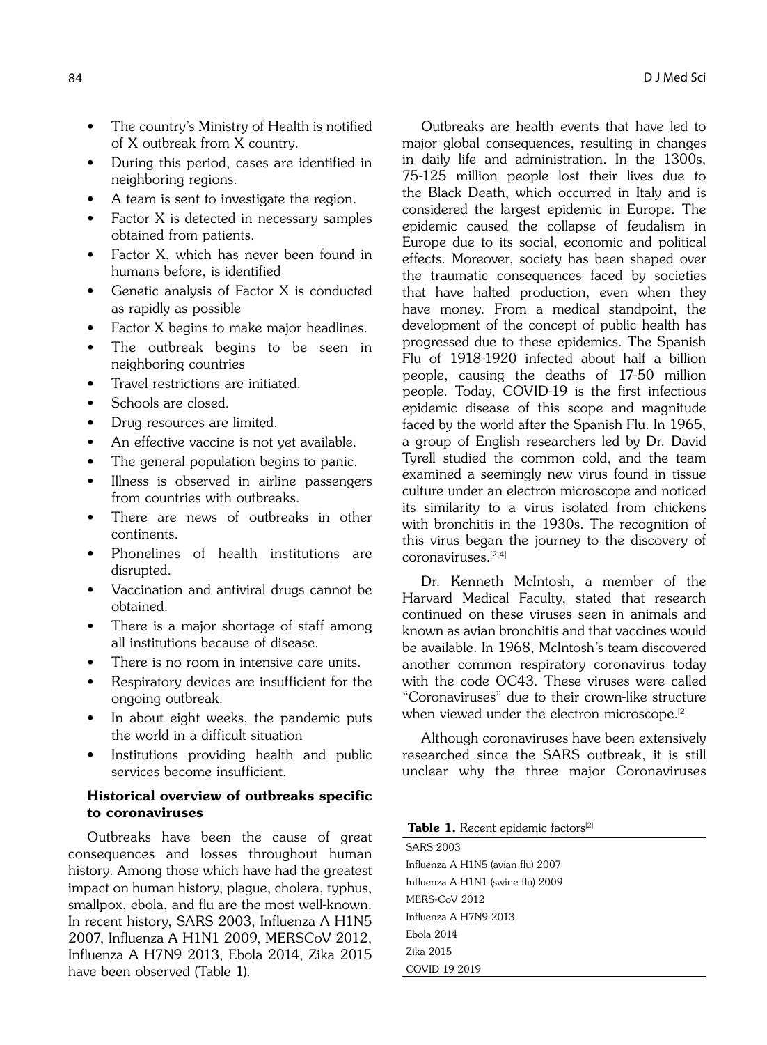- The country's Ministry of Health is notified of X outbreak from X country.
- During this period, cases are identified in neighboring regions.
- A team is sent to investigate the region.
- Factor X is detected in necessary samples obtained from patients.
- Factor X, which has never been found in humans before, is identified
- Genetic analysis of Factor X is conducted as rapidly as possible
- Factor X begins to make major headlines.
- The outbreak begins to be seen in neighboring countries
- Travel restrictions are initiated.
- Schools are closed.
- Drug resources are limited.
- An effective vaccine is not yet available.
- The general population begins to panic.
- Illness is observed in airline passengers from countries with outbreaks.
- There are news of outbreaks in other continents.
- Phonelines of health institutions are disrupted.
- Vaccination and antiviral drugs cannot be obtained.
- There is a major shortage of staff among all institutions because of disease.
- There is no room in intensive care units.
- Respiratory devices are insufficient for the ongoing outbreak.
- In about eight weeks, the pandemic puts the world in a difficult situation
- Institutions providing health and public services become insufficient.

### Historical overview of outbreaks specific to coronaviruses

Outbreaks have been the cause of great consequences and losses throughout human history. Among those which have had the greatest impact on human history, plague, cholera, typhus, smallpox, ebola, and flu are the most well-known. In recent history, SARS 2003, Influenza A H1N5 2007, Influenza A H1N1 2009, MERSCoV 2012, Influenza A H7N9 2013, Ebola 2014, Zika 2015 have been observed (Table 1).

Outbreaks are health events that have led to major global consequences, resulting in changes in daily life and administration. In the 1300s, 75-125 million people lost their lives due to the Black Death, which occurred in Italy and is considered the largest epidemic in Europe. The epidemic caused the collapse of feudalism in Europe due to its social, economic and political effects. Moreover, society has been shaped over the traumatic consequences faced by societies that have halted production, even when they have money. From a medical standpoint, the development of the concept of public health has progressed due to these epidemics. The Spanish Flu of 1918-1920 infected about half a billion people, causing the deaths of 17-50 million people. Today, COVID-19 is the first infectious epidemic disease of this scope and magnitude faced by the world after the Spanish Flu. In 1965, a group of English researchers led by Dr. David Tyrell studied the common cold, and the team examined a seemingly new virus found in tissue culture under an electron microscope and noticed its similarity to a virus isolated from chickens with bronchitis in the 1930s. The recognition of this virus began the journey to the discovery of coronaviruses.[2,4]

Dr. Kenneth McIntosh, a member of the Harvard Medical Faculty, stated that research continued on these viruses seen in animals and known as avian bronchitis and that vaccines would be available. In 1968, McIntosh's team discovered another common respiratory coronavirus today with the code OC43. These viruses were called "Coronaviruses" due to their crown-like structure when viewed under the electron microscope.[2]

Although coronaviruses have been extensively researched since the SARS outbreak, it is still unclear why the three major Coronaviruses

**Table 1.** Recent epidemic factors[2]

| |
|---|
| SARS 2003 |
| Influenza A H1N5 (avian flu) 2007 |
| Influenza A H1N1 (swine flu) 2009 |
| MERS-CoV 2012 |
| Influenza A H7N9 2013 |
| Ebola 2014 |
| Zika 2015 |
| COVID 19 2019 |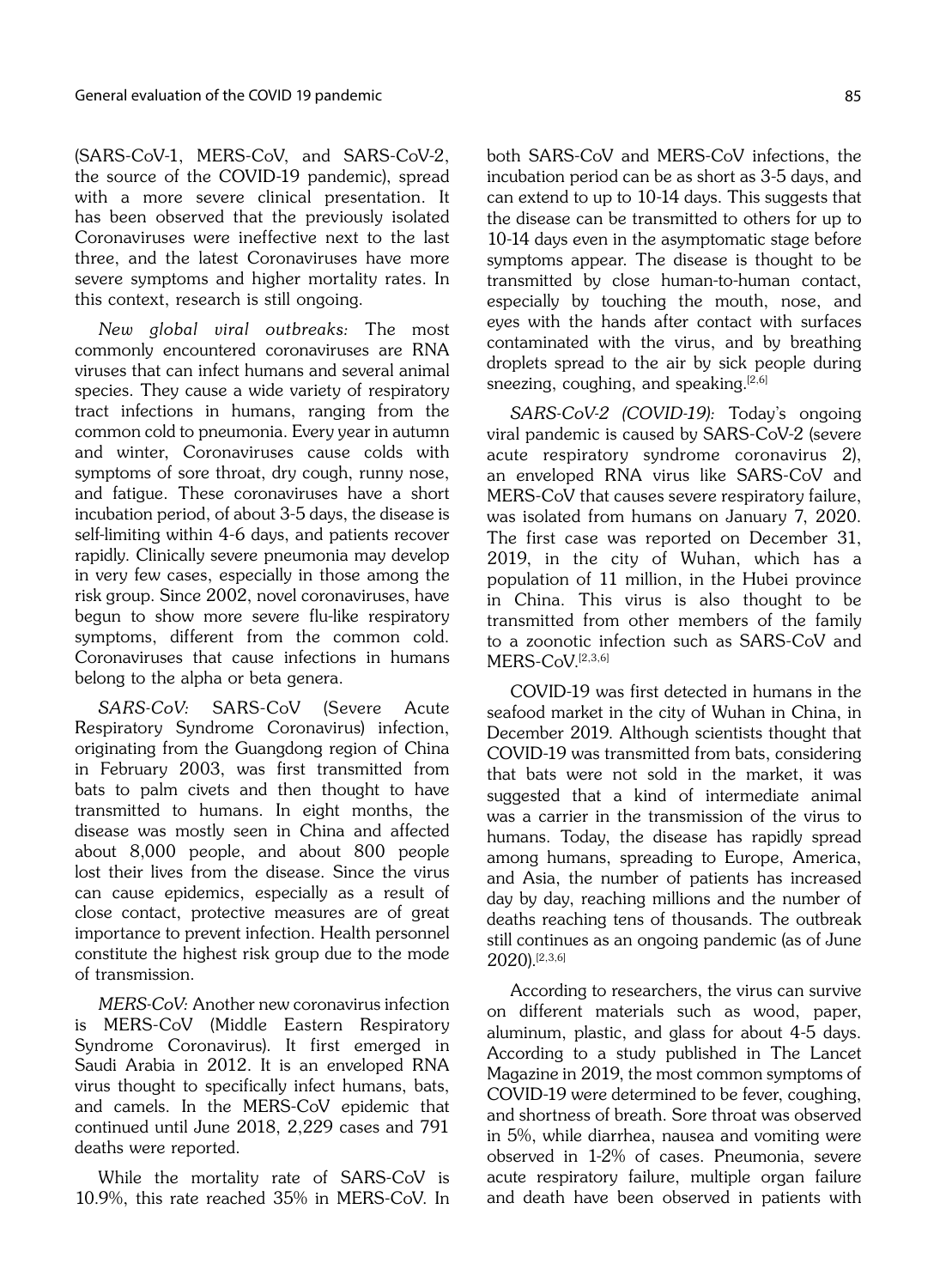(SARS-CoV-1, MERS-CoV, and SARS-CoV-2, the source of the COVID-19 pandemic), spread with a more severe clinical presentation. It has been observed that the previously isolated Coronaviruses were ineffective next to the last three, and the latest Coronaviruses have more severe symptoms and higher mortality rates. In this context, research is still ongoing.

*New global viral outbreaks:* The most commonly encountered coronaviruses are RNA viruses that can infect humans and several animal species. They cause a wide variety of respiratory tract infections in humans, ranging from the common cold to pneumonia. Every year in autumn and winter, Coronaviruses cause colds with symptoms of sore throat, dry cough, runny nose, and fatigue. These coronaviruses have a short incubation period, of about 3-5 days, the disease is self-limiting within 4-6 days, and patients recover rapidly. Clinically severe pneumonia may develop in very few cases, especially in those among the risk group. Since 2002, novel coronaviruses, have begun to show more severe flu-like respiratory symptoms, different from the common cold. Coronaviruses that cause infections in humans belong to the alpha or beta genera.

*SARS-CoV:* SARS-CoV (Severe Acute Respiratory Syndrome Coronavirus) infection, originating from the Guangdong region of China in February 2003, was first transmitted from bats to palm civets and then thought to have transmitted to humans. In eight months, the disease was mostly seen in China and affected about 8,000 people, and about 800 people lost their lives from the disease. Since the virus can cause epidemics, especially as a result of close contact, protective measures are of great importance to prevent infection. Health personnel constitute the highest risk group due to the mode of transmission.

*MERS-CoV*: Another new coronavirus infection is MERS-CoV (Middle Eastern Respiratory Syndrome Coronavirus). It first emerged in Saudi Arabia in 2012. It is an enveloped RNA virus thought to specifically infect humans, bats, and camels. In the MERS-CoV epidemic that continued until June 2018, 2,229 cases and 791 deaths were reported.

While the mortality rate of SARS-CoV is 10.9%, this rate reached 35% in MERS-CoV. In both SARS-CoV and MERS-CoV infections, the incubation period can be as short as 3-5 days, and can extend to up to 10-14 days. This suggests that the disease can be transmitted to others for up to 10-14 days even in the asymptomatic stage before symptoms appear. The disease is thought to be transmitted by close human-to-human contact, especially by touching the mouth, nose, and eyes with the hands after contact with surfaces contaminated with the virus, and by breathing droplets spread to the air by sick people during sneezing, coughing, and speaking.[2,6]

*SARS-CoV-2 (COVID-19):* Today's ongoing viral pandemic is caused by SARS-CoV-2 (severe acute respiratory syndrome coronavirus 2), an enveloped RNA virus like SARS-CoV and MERS-CoV that causes severe respiratory failure, was isolated from humans on January 7, 2020. The first case was reported on December 31, 2019, in the city of Wuhan, which has a population of 11 million, in the Hubei province in China. This virus is also thought to be transmitted from other members of the family to a zoonotic infection such as SARS-CoV and MERS-CoV.[2,3,6]

COVID-19 was first detected in humans in the seafood market in the city of Wuhan in China, in December 2019. Although scientists thought that COVID-19 was transmitted from bats, considering that bats were not sold in the market, it was suggested that a kind of intermediate animal was a carrier in the transmission of the virus to humans. Today, the disease has rapidly spread among humans, spreading to Europe, America, and Asia, the number of patients has increased day by day, reaching millions and the number of deaths reaching tens of thousands. The outbreak still continues as an ongoing pandemic (as of June 2020).[2,3,6]

According to researchers, the virus can survive on different materials such as wood, paper, aluminum, plastic, and glass for about 4-5 days. According to a study published in The Lancet Magazine in 2019, the most common symptoms of COVID-19 were determined to be fever, coughing, and shortness of breath. Sore throat was observed in 5%, while diarrhea, nausea and vomiting were observed in 1-2% of cases. Pneumonia, severe acute respiratory failure, multiple organ failure and death have been observed in patients with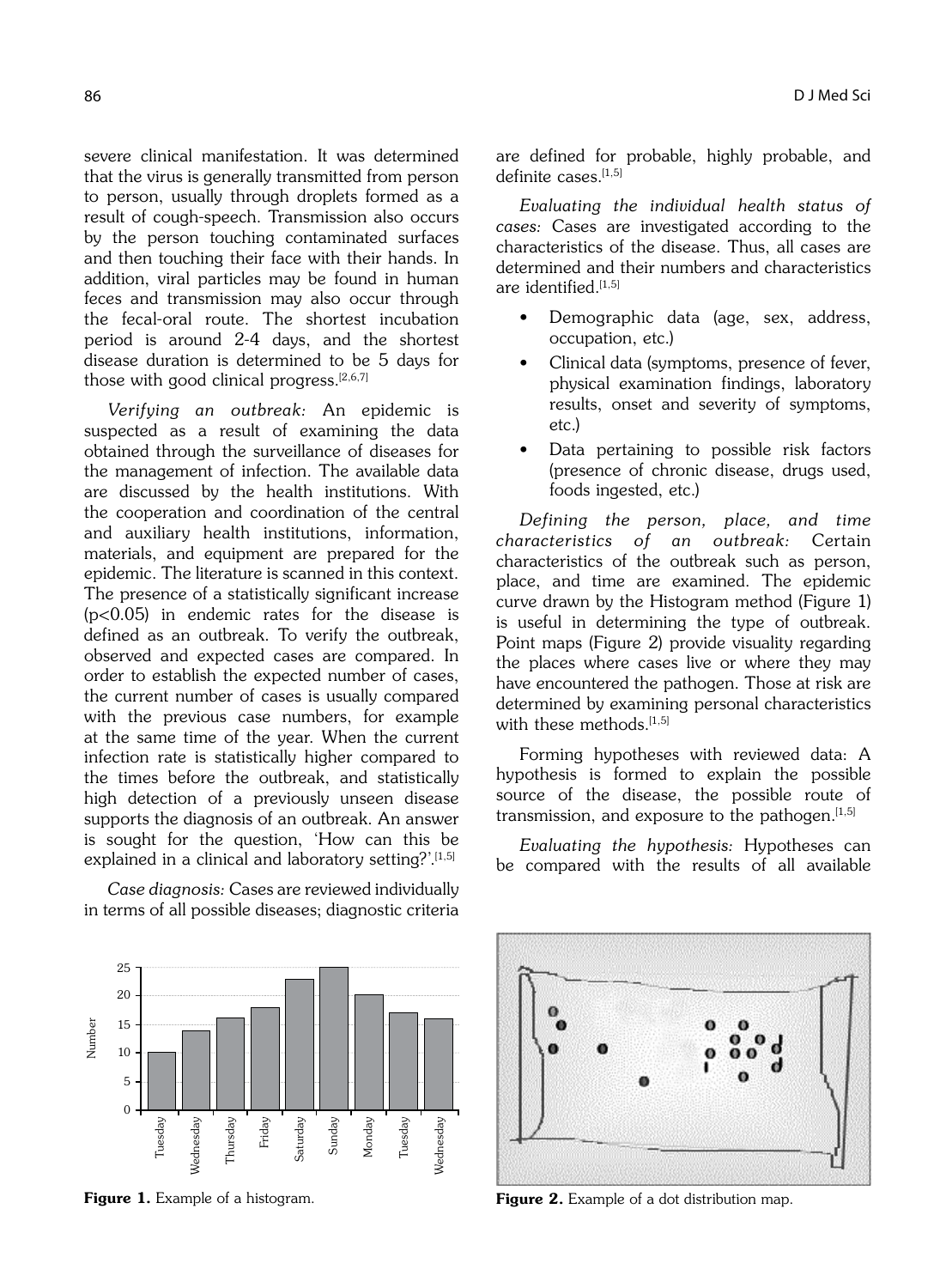severe clinical manifestation. It was determined that the virus is generally transmitted from person to person, usually through droplets formed as a result of cough-speech. Transmission also occurs by the person touching contaminated surfaces and then touching their face with their hands. In addition, viral particles may be found in human feces and transmission may also occur through the fecal-oral route. The shortest incubation period is around 2-4 days, and the shortest disease duration is determined to be 5 days for those with good clinical progress.[2,6,7]

*Verifying an outbreak:* An epidemic is suspected as a result of examining the data obtained through the surveillance of diseases for the management of infection. The available data are discussed by the health institutions. With the cooperation and coordination of the central and auxiliary health institutions, information, materials, and equipment are prepared for the epidemic. The literature is scanned in this context. The presence of a statistically significant increase ($p<0.05$) in endemic rates for the disease is defined as an outbreak. To verify the outbreak, observed and expected cases are compared. In order to establish the expected number of cases, the current number of cases is usually compared with the previous case numbers, for example at the same time of the year. When the current infection rate is statistically higher compared to the times before the outbreak, and statistically high detection of a previously unseen disease supports the diagnosis of an outbreak. An answer is sought for the question, 'How can this be explained in a clinical and laboratory setting?'.[1,5]

*Case diagnosis:* Cases are reviewed individually in terms of all possible diseases; diagnostic criteria are defined for probable, highly probable, and definite cases.[1,5]

*Evaluating the individual health status of cases:* Cases are investigated according to the characteristics of the disease. Thus, all cases are determined and their numbers and characteristics are identified.[1,5]

- Demographic data (age, sex, address, occupation, etc.)
- Clinical data (symptoms, presence of fever, physical examination findings, laboratory results, onset and severity of symptoms, etc.)
- Data pertaining to possible risk factors (presence of chronic disease, drugs used, foods ingested, etc.)

*Defining the person, place, and time characteristics of an outbreak:* Certain characteristics of the outbreak such as person, place, and time are examined. The epidemic curve drawn by the Histogram method (Figure 1) is useful in determining the type of outbreak. Point maps (Figure 2) provide visuality regarding the places where cases live or where they may have encountered the pathogen. Those at risk are determined by examining personal characteristics with these methods.[1,5]

Forming hypotheses with reviewed data: A hypothesis is formed to explain the possible source of the disease, the possible route of transmission, and exposure to the pathogen.[1,5]

*Evaluating the hypothesis:* Hypotheses can be compared with the results of all available

**Figure 1.** Example of a histogram.

**Figure 2.** Example of a dot distribution map.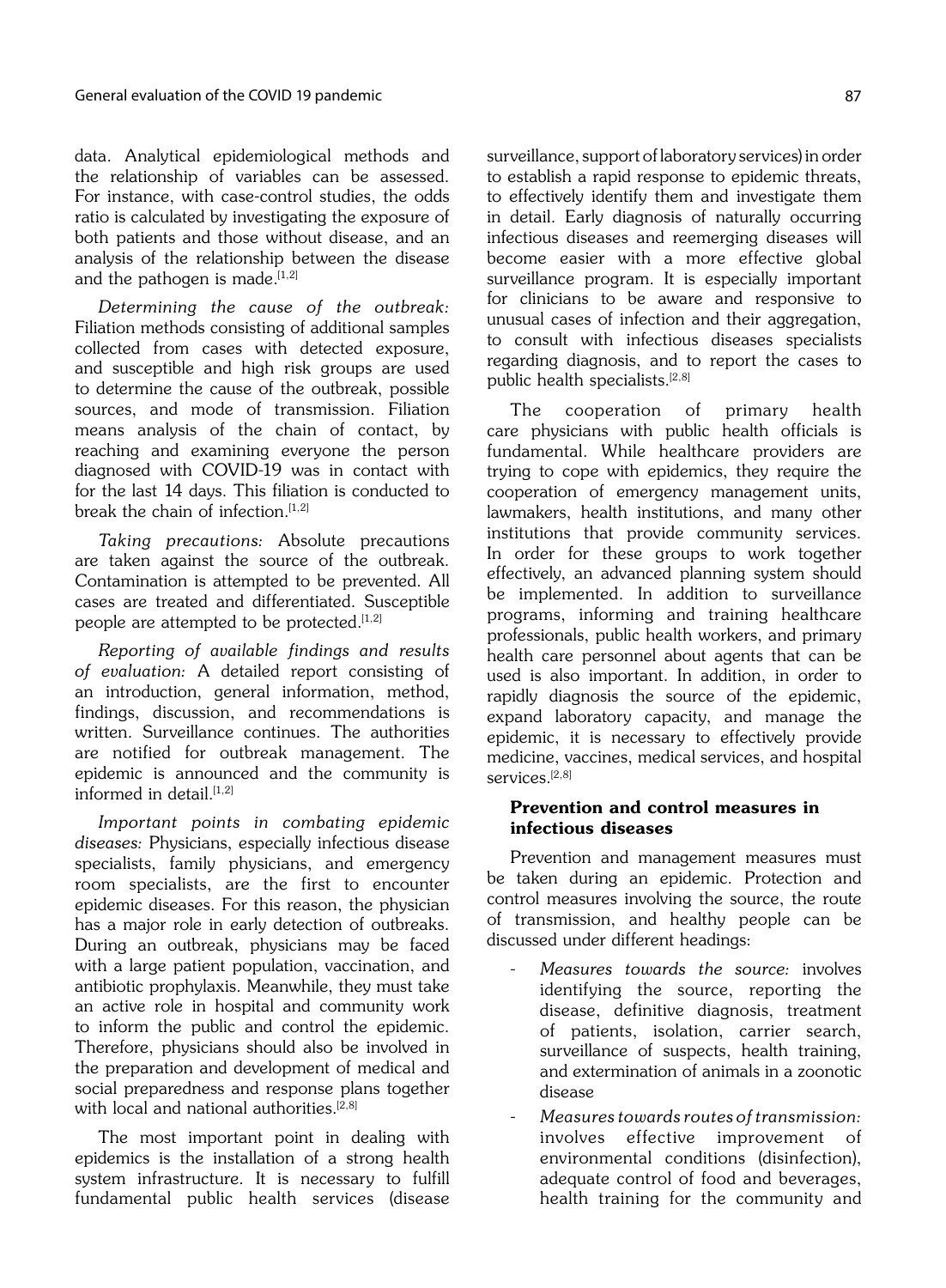data. Analytical epidemiological methods and the relationship of variables can be assessed. For instance, with case-control studies, the odds ratio is calculated by investigating the exposure of both patients and those without disease, and an analysis of the relationship between the disease and the pathogen is made.[1,2]

*Determining the cause of the outbreak:* Filiation methods consisting of additional samples collected from cases with detected exposure, and susceptible and high risk groups are used to determine the cause of the outbreak, possible sources, and mode of transmission. Filiation means analysis of the chain of contact, by reaching and examining everyone the person diagnosed with COVID-19 was in contact with for the last 14 days. This filiation is conducted to break the chain of infection.[1,2]

*Taking precautions:* Absolute precautions are taken against the source of the outbreak. Contamination is attempted to be prevented. All cases are treated and differentiated. Susceptible people are attempted to be protected.[1,2]

*Reporting of available findings and results of evaluation:* A detailed report consisting of an introduction, general information, method, findings, discussion, and recommendations is written. Surveillance continues. The authorities are notified for outbreak management. The epidemic is announced and the community is informed in detail.[1,2]

*Important points in combating epidemic diseases:* Physicians, especially infectious disease specialists, family physicians, and emergency room specialists, are the first to encounter epidemic diseases. For this reason, the physician has a major role in early detection of outbreaks. During an outbreak, physicians may be faced with a large patient population, vaccination, and antibiotic prophylaxis. Meanwhile, they must take an active role in hospital and community work to inform the public and control the epidemic. Therefore, physicians should also be involved in the preparation and development of medical and social preparedness and response plans together with local and national authorities.[2,8]

The most important point in dealing with epidemics is the installation of a strong health system infrastructure. It is necessary to fulfill fundamental public health services (disease surveillance, support of laboratory services) in order to establish a rapid response to epidemic threats, to effectively identify them and investigate them in detail. Early diagnosis of naturally occurring infectious diseases and reemerging diseases will become easier with a more effective global surveillance program. It is especially important for clinicians to be aware and responsive to unusual cases of infection and their aggregation, to consult with infectious diseases specialists regarding diagnosis, and to report the cases to public health specialists.[2,8]

The cooperation of primary health care physicians with public health officials is fundamental. While healthcare providers are trying to cope with epidemics, they require the cooperation of emergency management units, lawmakers, health institutions, and many other institutions that provide community services. In order for these groups to work together effectively, an advanced planning system should be implemented. In addition to surveillance programs, informing and training healthcare professionals, public health workers, and primary health care personnel about agents that can be used is also important. In addition, in order to rapidly diagnosis the source of the epidemic, expand laboratory capacity, and manage the epidemic, it is necessary to effectively provide medicine, vaccines, medical services, and hospital services.[2,8]

## Prevention and control measures in infectious diseases

Prevention and management measures must be taken during an epidemic. Protection and control measures involving the source, the route of transmission, and healthy people can be discussed under different headings:

- *Measures towards the source:* involves identifying the source, reporting the disease, definitive diagnosis, treatment of patients, isolation, carrier search, surveillance of suspects, health training, and extermination of animals in a zoonotic disease
- *Measures towards routes of transmission:* involves effective improvement of environmental conditions (disinfection), adequate control of food and beverages, health training for the community and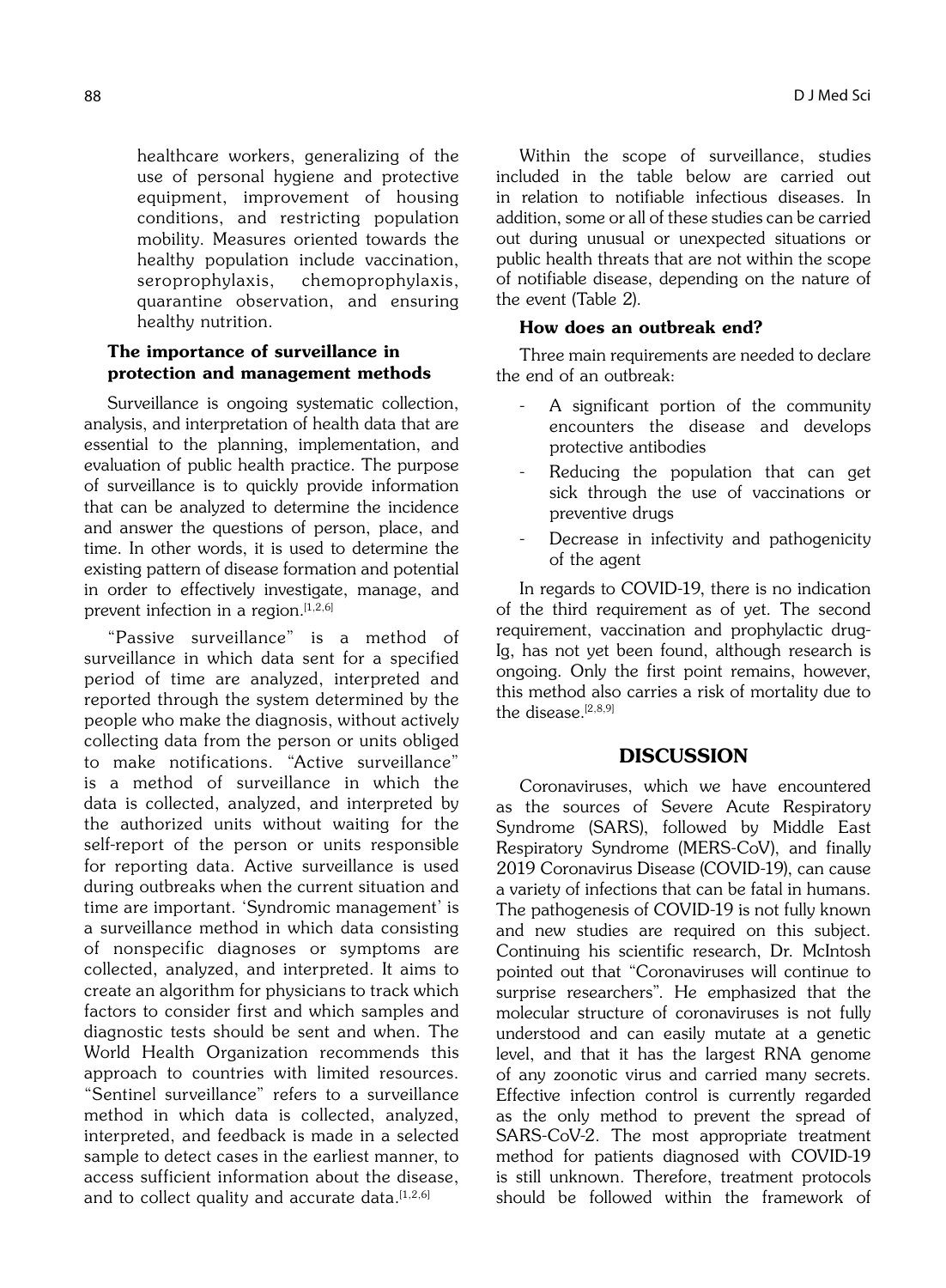healthcare workers, generalizing of the use of personal hygiene and protective equipment, improvement of housing conditions, and restricting population mobility. Measures oriented towards the healthy population include vaccination, seroprophylaxis, chemoprophylaxis, quarantine observation, and ensuring healthy nutrition.

### The importance of surveillance in protection and management methods

Surveillance is ongoing systematic collection, analysis, and interpretation of health data that are essential to the planning, implementation, and evaluation of public health practice. The purpose of surveillance is to quickly provide information that can be analyzed to determine the incidence and answer the questions of person, place, and time. In other words, it is used to determine the existing pattern of disease formation and potential in order to effectively investigate, manage, and prevent infection in a region.[1,2,6]

"Passive surveillance" is a method of surveillance in which data sent for a specified period of time are analyzed, interpreted and reported through the system determined by the people who make the diagnosis, without actively collecting data from the person or units obliged to make notifications. "Active surveillance" is a method of surveillance in which the data is collected, analyzed, and interpreted by the authorized units without waiting for the self-report of the person or units responsible for reporting data. Active surveillance is used during outbreaks when the current situation and time are important. 'Syndromic management' is a surveillance method in which data consisting of nonspecific diagnoses or symptoms are collected, analyzed, and interpreted. It aims to create an algorithm for physicians to track which factors to consider first and which samples and diagnostic tests should be sent and when. The World Health Organization recommends this approach to countries with limited resources. "Sentinel surveillance" refers to a surveillance method in which data is collected, analyzed, interpreted, and feedback is made in a selected sample to detect cases in the earliest manner, to access sufficient information about the disease, and to collect quality and accurate data.[1,2,6]

Within the scope of surveillance, studies included in the table below are carried out in relation to notifiable infectious diseases. In addition, some or all of these studies can be carried out during unusual or unexpected situations or public health threats that are not within the scope of notifiable disease, depending on the nature of the event (Table 2).

### How does an outbreak end?

Three main requirements are needed to declare the end of an outbreak:

- A significant portion of the community encounters the disease and develops protective antibodies
- Reducing the population that can get sick through the use of vaccinations or preventive drugs
- Decrease in infectivity and pathogenicity of the agent

In regards to COVID-19, there is no indication of the third requirement as of yet. The second requirement, vaccination and prophylactic drug-Ig, has not yet been found, although research is ongoing. Only the first point remains, however, this method also carries a risk of mortality due to the disease.[2,8,9]

## DISCUSSION

Coronaviruses, which we have encountered as the sources of Severe Acute Respiratory Syndrome (SARS), followed by Middle East Respiratory Syndrome (MERS-CoV), and finally 2019 Coronavirus Disease (COVID-19), can cause a variety of infections that can be fatal in humans. The pathogenesis of COVID-19 is not fully known and new studies are required on this subject. Continuing his scientific research, Dr. McIntosh pointed out that "Coronaviruses will continue to surprise researchers". He emphasized that the molecular structure of coronaviruses is not fully understood and can easily mutate at a genetic level, and that it has the largest RNA genome of any zoonotic virus and carried many secrets. Effective infection control is currently regarded as the only method to prevent the spread of SARS-CoV-2. The most appropriate treatment method for patients diagnosed with COVID-19 is still unknown. Therefore, treatment protocols should be followed within the framework of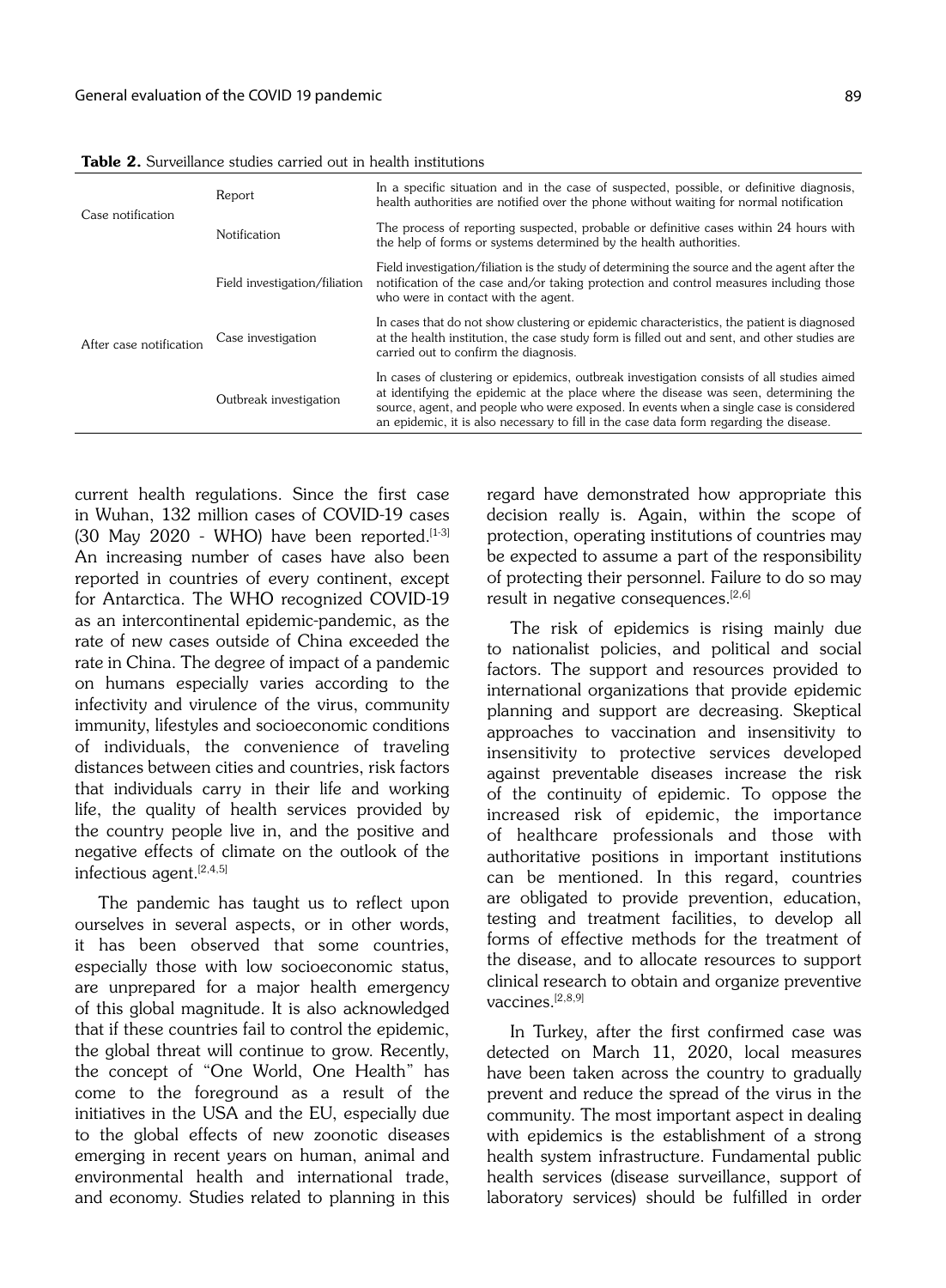**Table 2.** Surveillance studies carried out in health institutions

| | | |
|---|---|---|
| Case notification | Report | In a specific situation and in the case of suspected, possible, or definitive diagnosis, health authorities are notified over the phone without waiting for normal notification |
| | Notification | The process of reporting suspected, probable or definitive cases within 24 hours with the help of forms or systems determined by the health authorities. |
| After case notification | Field investigation/filiation | Field investigation/filiation is the study of determining the source and the agent after the notification of the case and/or taking protection and control measures including those who were in contact with the agent. |
| | Case investigation | In cases that do not show clustering or epidemic characteristics, the patient is diagnosed at the health institution, the case study form is filled out and sent, and other studies are carried out to confirm the diagnosis. |
| | Outbreak investigation | In cases of clustering or epidemics, outbreak investigation consists of all studies aimed at identifying the epidemic at the place where the disease was seen, determining the source, agent, and people who were exposed. In events when a single case is considered an epidemic, it is also necessary to fill in the case data form regarding the disease. |

current health regulations. Since the first case in Wuhan, 132 million cases of COVID-19 cases (30 May 2020 - WHO) have been reported.[1-3] An increasing number of cases have also been reported in countries of every continent, except for Antarctica. The WHO recognized COVID-19 as an intercontinental epidemic-pandemic, as the rate of new cases outside of China exceeded the rate in China. The degree of impact of a pandemic on humans especially varies according to the infectivity and virulence of the virus, community immunity, lifestyles and socioeconomic conditions of individuals, the convenience of traveling distances between cities and countries, risk factors that individuals carry in their life and working life, the quality of health services provided by the country people live in, and the positive and negative effects of climate on the outlook of the infectious agent.[2,4,5]

The pandemic has taught us to reflect upon ourselves in several aspects, or in other words, it has been observed that some countries, especially those with low socioeconomic status, are unprepared for a major health emergency of this global magnitude. It is also acknowledged that if these countries fail to control the epidemic, the global threat will continue to grow. Recently, the concept of "One World, One Health" has come to the foreground as a result of the initiatives in the USA and the EU, especially due to the global effects of new zoonotic diseases emerging in recent years on human, animal and environmental health and international trade, and economy. Studies related to planning in this regard have demonstrated how appropriate this decision really is. Again, within the scope of protection, operating institutions of countries may be expected to assume a part of the responsibility of protecting their personnel. Failure to do so may result in negative consequences.[2,6]

The risk of epidemics is rising mainly due to nationalist policies, and political and social factors. The support and resources provided to international organizations that provide epidemic planning and support are decreasing. Skeptical approaches to vaccination and insensitivity to insensitivity to protective services developed against preventable diseases increase the risk of the continuity of epidemic. To oppose the increased risk of epidemic, the importance of healthcare professionals and those with authoritative positions in important institutions can be mentioned. In this regard, countries are obligated to provide prevention, education, testing and treatment facilities, to develop all forms of effective methods for the treatment of the disease, and to allocate resources to support clinical research to obtain and organize preventive vaccines.[2,8,9]

In Turkey, after the first confirmed case was detected on March 11, 2020, local measures have been taken across the country to gradually prevent and reduce the spread of the virus in the community. The most important aspect in dealing with epidemics is the establishment of a strong health system infrastructure. Fundamental public health services (disease surveillance, support of laboratory services) should be fulfilled in order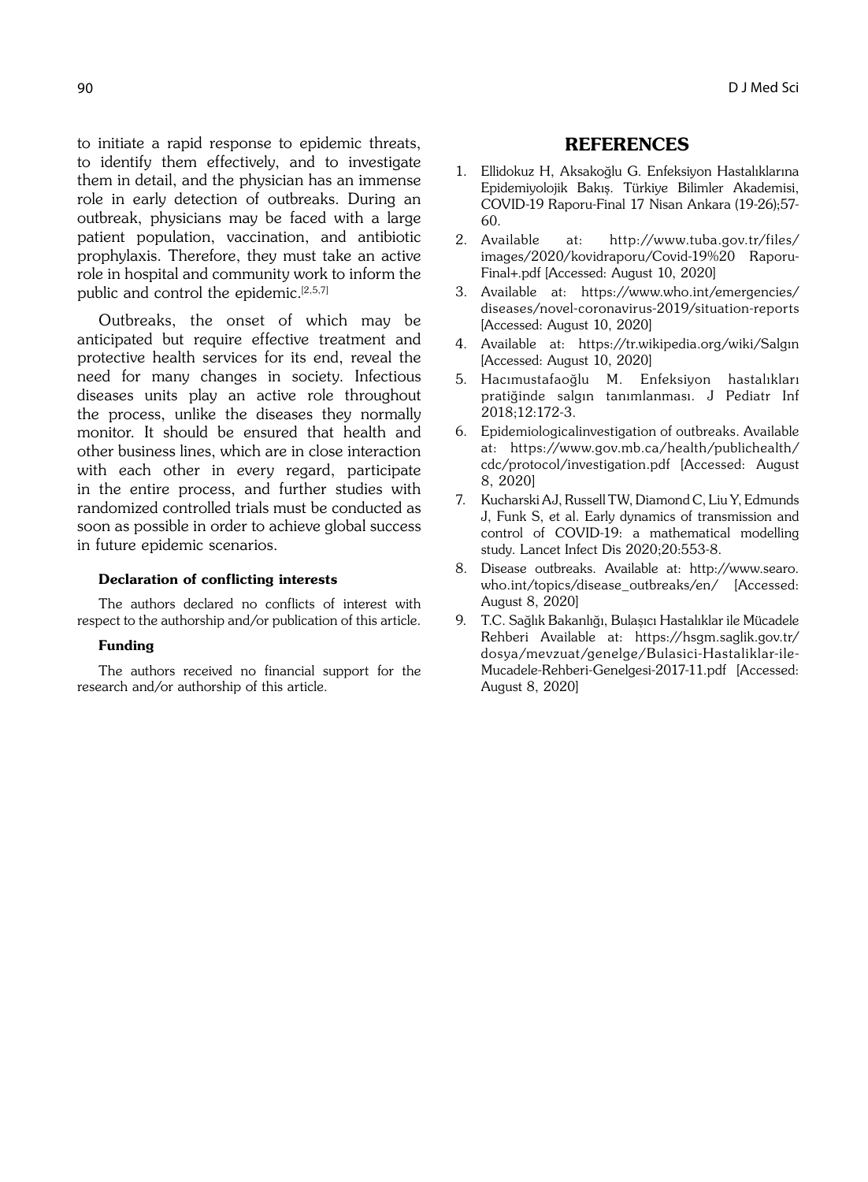to initiate a rapid response to epidemic threats, to identify them effectively, and to investigate them in detail, and the physician has an immense role in early detection of outbreaks. During an outbreak, physicians may be faced with a large patient population, vaccination, and antibiotic prophylaxis. Therefore, they must take an active role in hospital and community work to inform the public and control the epidemic.[2,5,7]

Outbreaks, the onset of which may be anticipated but require effective treatment and protective health services for its end, reveal the need for many changes in society. Infectious diseases units play an active role throughout the process, unlike the diseases they normally monitor. It should be ensured that health and other business lines, which are in close interaction with each other in every regard, participate in the entire process, and further studies with randomized controlled trials must be conducted as soon as possible in order to achieve global success in future epidemic scenarios.

#### Declaration of conflicting interests

The authors declared no conflicts of interest with respect to the authorship and/or publication of this article.

#### Funding

The authors received no financial support for the research and/or authorship of this article.

## REFERENCES

1. Ellidokuz H, Aksakoğlu G. Enfeksiyon Hastalıklarına Epidemiyolojik Bakış. Türkiye Bilimler Akademisi, COVID-19 Raporu-Final 17 Nisan Ankara (19-26);57-60.
2. Available at: http://www.tuba.gov.tr/files/images/2020/kovidraporu/Covid-19%20 Raporu-Final+.pdf [Accessed: August 10, 2020]
3. Available at: https://www.who.int/emergencies/diseases/novel-coronavirus-2019/situation-reports [Accessed: August 10, 2020]
4. Available at: https://tr.wikipedia.org/wiki/Salgın [Accessed: August 10, 2020]
5. Hacımustafaoğlu M. Enfeksiyon hastalıkları pratiğinde salgın tanımlanması. J Pediatr Inf 2018;12:172-3.
6. Epidemiologicalinvestigation of outbreaks. Available at: https://www.gov.mb.ca/health/publichealth/cdc/protocol/investigation.pdf [Accessed: August 8, 2020]
7. Kucharski AJ, Russell TW, Diamond C, Liu Y, Edmunds J, Funk S, et al. Early dynamics of transmission and control of COVID-19: a mathematical modelling study. Lancet Infect Dis 2020;20:553-8.
8. Disease outbreaks. Available at: http://www.searo.who.int/topics/disease_outbreaks/en/ [Accessed: August 8, 2020]
9. T.C. Sağlık Bakanlığı, Bulaşıcı Hastalıklar ile Mücadele Rehberi Available at: https://hsgm.saglik.gov.tr/dosya/mevzuat/genelge/Bulasici-Hastaliklar-ile-Mucadele-Rehberi-Genelgesi-2017-11.pdf [Accessed: August 8, 2020]